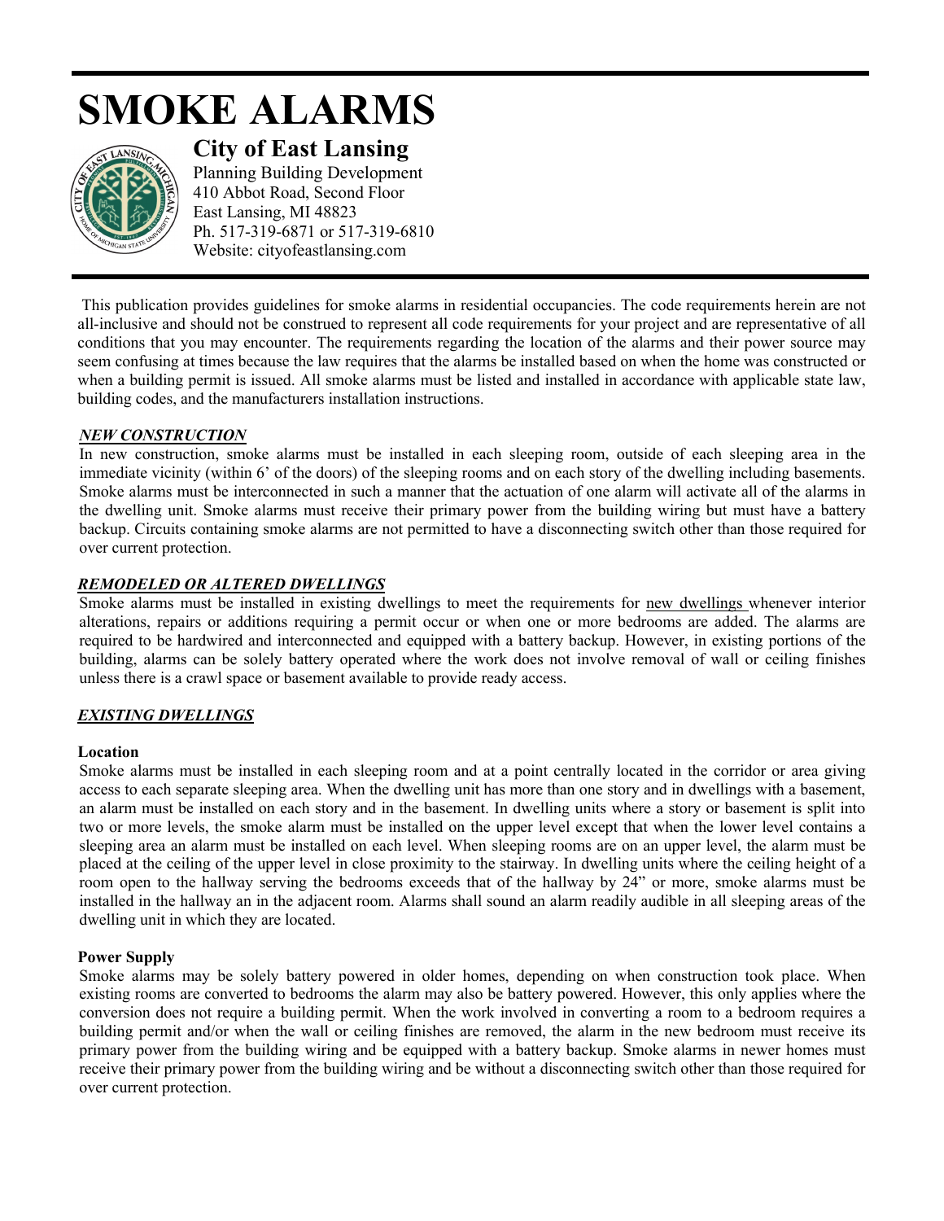# SMOKE ALARMS

## City of East Lansing

Planning Building Development
410 Abbot Road, Second Floor
East Lansing, MI 48823
Ph. 517-319-6871 or 517-319-6810
Website: cityofeastlansing.com

This publication provides guidelines for smoke alarms in residential occupancies. The code requirements herein are not all-inclusive and should not be construed to represent all code requirements for your project and are representative of all conditions that you may encounter. The requirements regarding the location of the alarms and their power source may seem confusing at times because the law requires that the alarms be installed based on when the home was constructed or when a building permit is issued. All smoke alarms must be listed and installed in accordance with applicable state law, building codes, and the manufacturers installation instructions.

### *NEW CONSTRUCTION*

In new construction, smoke alarms must be installed in each sleeping room, outside of each sleeping area in the immediate vicinity (within 6' of the doors) of the sleeping rooms and on each story of the dwelling including basements. Smoke alarms must be interconnected in such a manner that the actuation of one alarm will activate all of the alarms in the dwelling unit. Smoke alarms must receive their primary power from the building wiring but must have a battery backup. Circuits containing smoke alarms are not permitted to have a disconnecting switch other than those required for over current protection.

### *REMODELED OR ALTERED DWELLINGS*

Smoke alarms must be installed in existing dwellings to meet the requirements for new dwellings whenever interior alterations, repairs or additions requiring a permit occur or when one or more bedrooms are added. The alarms are required to be hardwired and interconnected and equipped with a battery backup. However, in existing portions of the building, alarms can be solely battery operated where the work does not involve removal of wall or ceiling finishes unless there is a crawl space or basement available to provide ready access.

### *EXISTING DWELLINGS*

**Location**

Smoke alarms must be installed in each sleeping room and at a point centrally located in the corridor or area giving access to each separate sleeping area. When the dwelling unit has more than one story and in dwellings with a basement, an alarm must be installed on each story and in the basement. In dwelling units where a story or basement is split into two or more levels, the smoke alarm must be installed on the upper level except that when the lower level contains a sleeping area an alarm must be installed on each level. When sleeping rooms are on an upper level, the alarm must be placed at the ceiling of the upper level in close proximity to the stairway. In dwelling units where the ceiling height of a room open to the hallway serving the bedrooms exceeds that of the hallway by 24" or more, smoke alarms must be installed in the hallway an in the adjacent room. Alarms shall sound an alarm readily audible in all sleeping areas of the dwelling unit in which they are located.

**Power Supply**

Smoke alarms may be solely battery powered in older homes, depending on when construction took place. When existing rooms are converted to bedrooms the alarm may also be battery powered. However, this only applies where the conversion does not require a building permit. When the work involved in converting a room to a bedroom requires a building permit and/or when the wall or ceiling finishes are removed, the alarm in the new bedroom must receive its primary power from the building wiring and be equipped with a battery backup. Smoke alarms in newer homes must receive their primary power from the building wiring and be without a disconnecting switch other than those required for over current protection.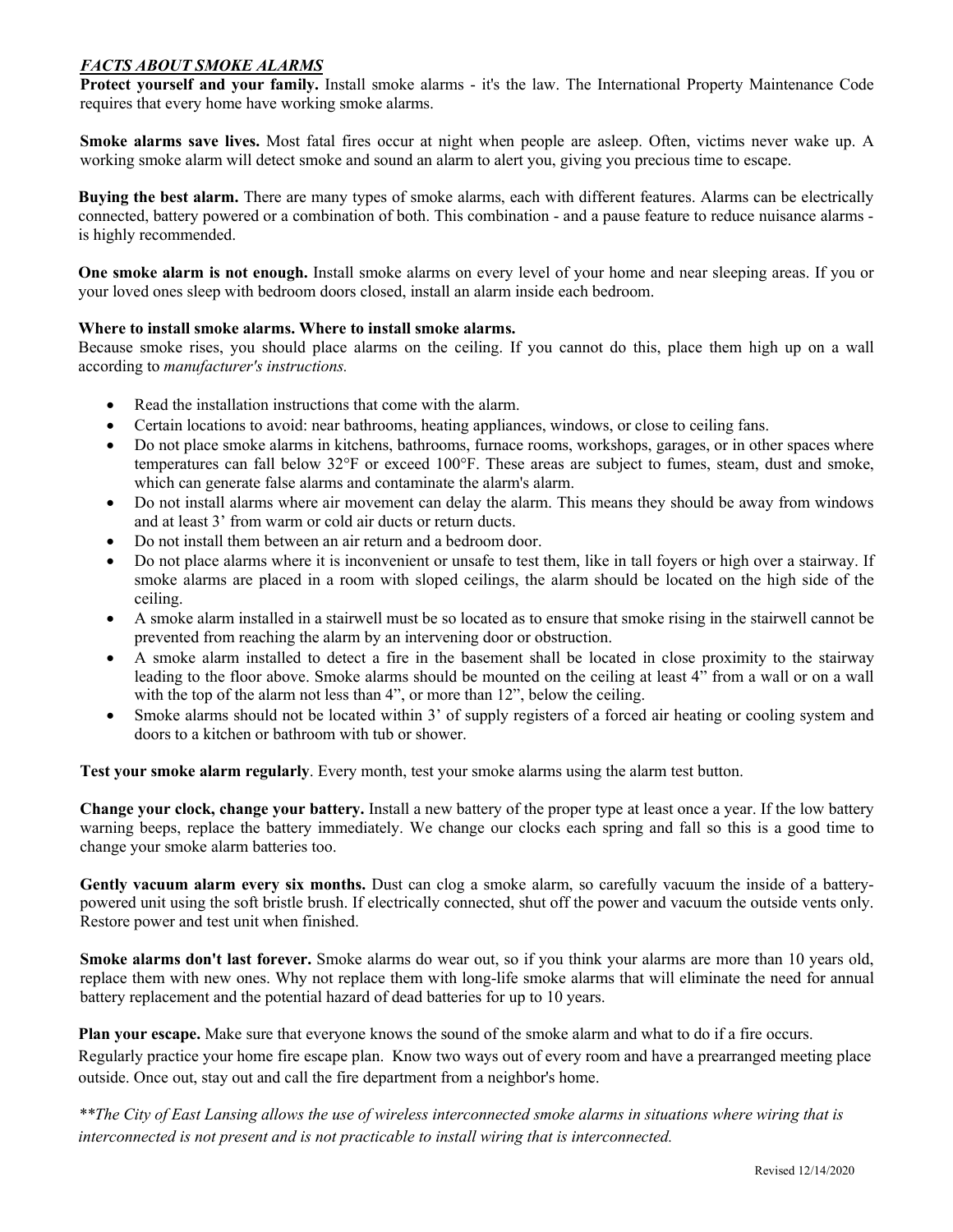## *FACTS ABOUT SMOKE ALARMS*

**Protect yourself and your family.** Install smoke alarms - it's the law. The International Property Maintenance Code requires that every home have working smoke alarms.

**Smoke alarms save lives.** Most fatal fires occur at night when people are asleep. Often, victims never wake up. A working smoke alarm will detect smoke and sound an alarm to alert you, giving you precious time to escape.

**Buying the best alarm.** There are many types of smoke alarms, each with different features. Alarms can be electrically connected, battery powered or a combination of both. This combination - and a pause feature to reduce nuisance alarms - is highly recommended.

**One smoke alarm is not enough.** Install smoke alarms on every level of your home and near sleeping areas. If you or your loved ones sleep with bedroom doors closed, install an alarm inside each bedroom.

**Where to install smoke alarms. Where to install smoke alarms.**
Because smoke rises, you should place alarms on the ceiling. If you cannot do this, place them high up on a wall according to *manufacturer's instructions.*

- Read the installation instructions that come with the alarm.
- Certain locations to avoid: near bathrooms, heating appliances, windows, or close to ceiling fans.
- Do not place smoke alarms in kitchens, bathrooms, furnace rooms, workshops, garages, or in other spaces where temperatures can fall below 32°F or exceed 100°F. These areas are subject to fumes, steam, dust and smoke, which can generate false alarms and contaminate the alarm's alarm.
- Do not install alarms where air movement can delay the alarm. This means they should be away from windows and at least 3' from warm or cold air ducts or return ducts.
- Do not install them between an air return and a bedroom door.
- Do not place alarms where it is inconvenient or unsafe to test them, like in tall foyers or high over a stairway. If smoke alarms are placed in a room with sloped ceilings, the alarm should be located on the high side of the ceiling.
- A smoke alarm installed in a stairwell must be so located as to ensure that smoke rising in the stairwell cannot be prevented from reaching the alarm by an intervening door or obstruction.
- A smoke alarm installed to detect a fire in the basement shall be located in close proximity to the stairway leading to the floor above. Smoke alarms should be mounted on the ceiling at least 4" from a wall or on a wall with the top of the alarm not less than 4", or more than 12", below the ceiling.
- Smoke alarms should not be located within 3' of supply registers of a forced air heating or cooling system and doors to a kitchen or bathroom with tub or shower.

**Test your smoke alarm regularly**. Every month, test your smoke alarms using the alarm test button.

**Change your clock, change your battery.** Install a new battery of the proper type at least once a year. If the low battery warning beeps, replace the battery immediately. We change our clocks each spring and fall so this is a good time to change your smoke alarm batteries too.

**Gently vacuum alarm every six months.** Dust can clog a smoke alarm, so carefully vacuum the inside of a battery-powered unit using the soft bristle brush. If electrically connected, shut off the power and vacuum the outside vents only. Restore power and test unit when finished.

**Smoke alarms don't last forever.** Smoke alarms do wear out, so if you think your alarms are more than 10 years old, replace them with new ones. Why not replace them with long-life smoke alarms that will eliminate the need for annual battery replacement and the potential hazard of dead batteries for up to 10 years.

**Plan your escape.** Make sure that everyone knows the sound of the smoke alarm and what to do if a fire occurs. Regularly practice your home fire escape plan. Know two ways out of every room and have a prearranged meeting place outside. Once out, stay out and call the fire department from a neighbor's home.

*\*\*The City of East Lansing allows the use of wireless interconnected smoke alarms in situations where wiring that is interconnected is not present and is not practicable to install wiring that is interconnected.*

Revised 12/14/2020